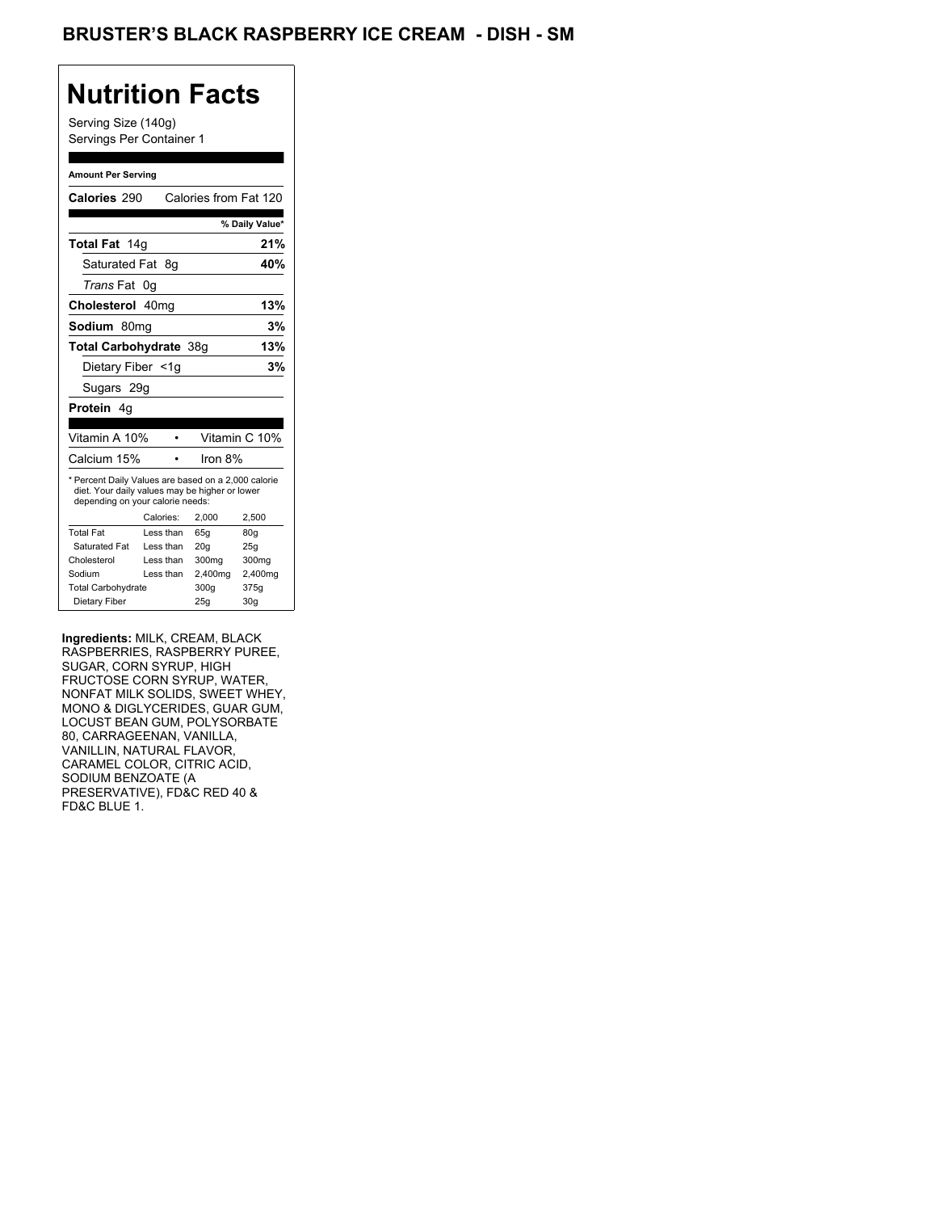# BRUSTER'S BLACK RASPBERRY ICE CREAM - DISH - SM

## Nutrition Facts

Serving Size (140g)
Servings Per Container 1

**Amount Per Serving**

| | |
|---|---|
| **Calories** 290 | Calories from Fat 120 |
| | **% Daily Value*** |
| **Total Fat** 14g | **21%** |
| Saturated Fat 8g | **40%** |
| *Trans* Fat 0g | |
| **Cholesterol** 40mg | **13%** |
| **Sodium** 80mg | **3%** |
| **Total Carbohydrate** 38g | **13%** |
| Dietary Fiber <1g | **3%** |
| Sugars 29g | |
| **Protein** 4g | |

| | | |
|---|---|---|
| Vitamin A 10% | • | Vitamin C 10% |
| Calcium 15% | • | Iron 8% |

* Percent Daily Values are based on a 2,000 calorie diet. Your daily values may be higher or lower depending on your calorie needs:

| | Calories: | 2,000 | 2,500 |
|---|---|---|---|
| Total Fat | Less than | 65g | 80g |
| Saturated Fat | Less than | 20g | 25g |
| Cholesterol | Less than | 300mg | 300mg |
| Sodium | Less than | 2,400mg | 2,400mg |
| Total Carbohydrate | | 300g | 375g |
| Dietary Fiber | | 25g | 30g |

**Ingredients:** MILK, CREAM, BLACK RASPBERRIES, RASPBERRY PUREE, SUGAR, CORN SYRUP, HIGH FRUCTOSE CORN SYRUP, WATER, NONFAT MILK SOLIDS, SWEET WHEY, MONO & DIGLYCERIDES, GUAR GUM, LOCUST BEAN GUM, POLYSORBATE 80, CARRAGEENAN, VANILLA, VANILLIN, NATURAL FLAVOR, CARAMEL COLOR, CITRIC ACID, SODIUM BENZOATE (A PRESERVATIVE), FD&C RED 40 & FD&C BLUE 1.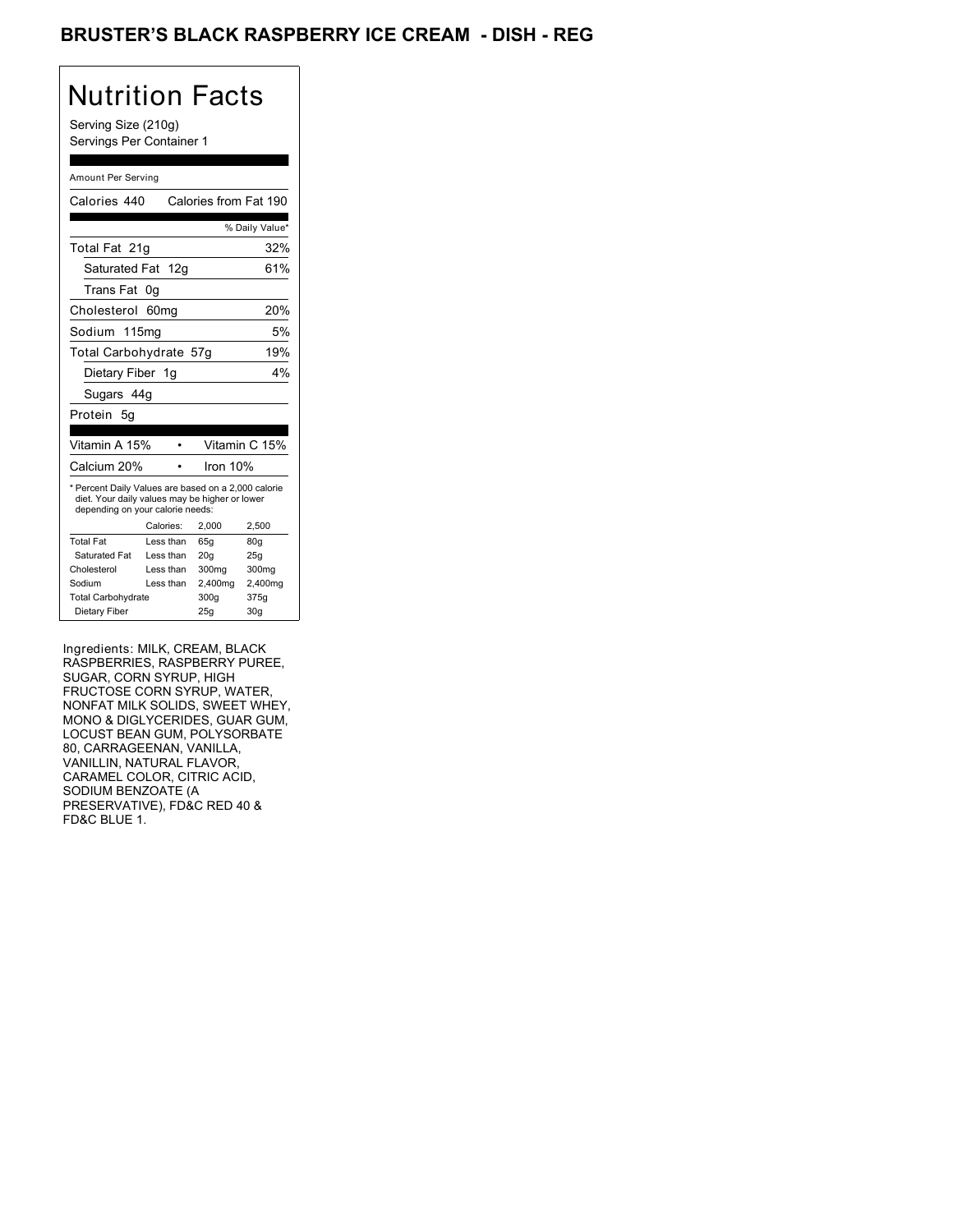# BRUSTER'S BLACK RASPBERRY ICE CREAM - DISH - REG

## Nutrition Facts

Serving Size (210g)
Servings Per Container 1

Amount Per Serving

Calories 440 Calories from Fat 190

| | % Daily Value* |
|---|---|
| Total Fat 21g | 32% |
| Saturated Fat 12g | 61% |
| Trans Fat 0g | |
| Cholesterol 60mg | 20% |
| Sodium 115mg | 5% |
| Total Carbohydrate 57g | 19% |
| Dietary Fiber 1g | 4% |
| Sugars 44g | |
| Protein 5g | |

| | |
|---|---|
| Vitamin A 15% | Vitamin C 15% |
| Calcium 20% | Iron 10% |

* Percent Daily Values are based on a 2,000 calorie diet. Your daily values may be higher or lower depending on your calorie needs:

| | Calories: | 2,000 | 2,500 |
|---|---|---|---|
| Total Fat | Less than | 65g | 80g |
| Saturated Fat | Less than | 20g | 25g |
| Cholesterol | Less than | 300mg | 300mg |
| Sodium | Less than | 2,400mg | 2,400mg |
| Total Carbohydrate | | 300g | 375g |
| Dietary Fiber | | 25g | 30g |

Ingredients: MILK, CREAM, BLACK RASPBERRIES, RASPBERRY PUREE, SUGAR, CORN SYRUP, HIGH FRUCTOSE CORN SYRUP, WATER, NONFAT MILK SOLIDS, SWEET WHEY, MONO & DIGLYCERIDES, GUAR GUM, LOCUST BEAN GUM, POLYSORBATE 80, CARRAGEENAN, VANILLA, VANILLIN, NATURAL FLAVOR, CARAMEL COLOR, CITRIC ACID, SODIUM BENZOATE (A PRESERVATIVE), FD&C RED 40 & FD&C BLUE 1.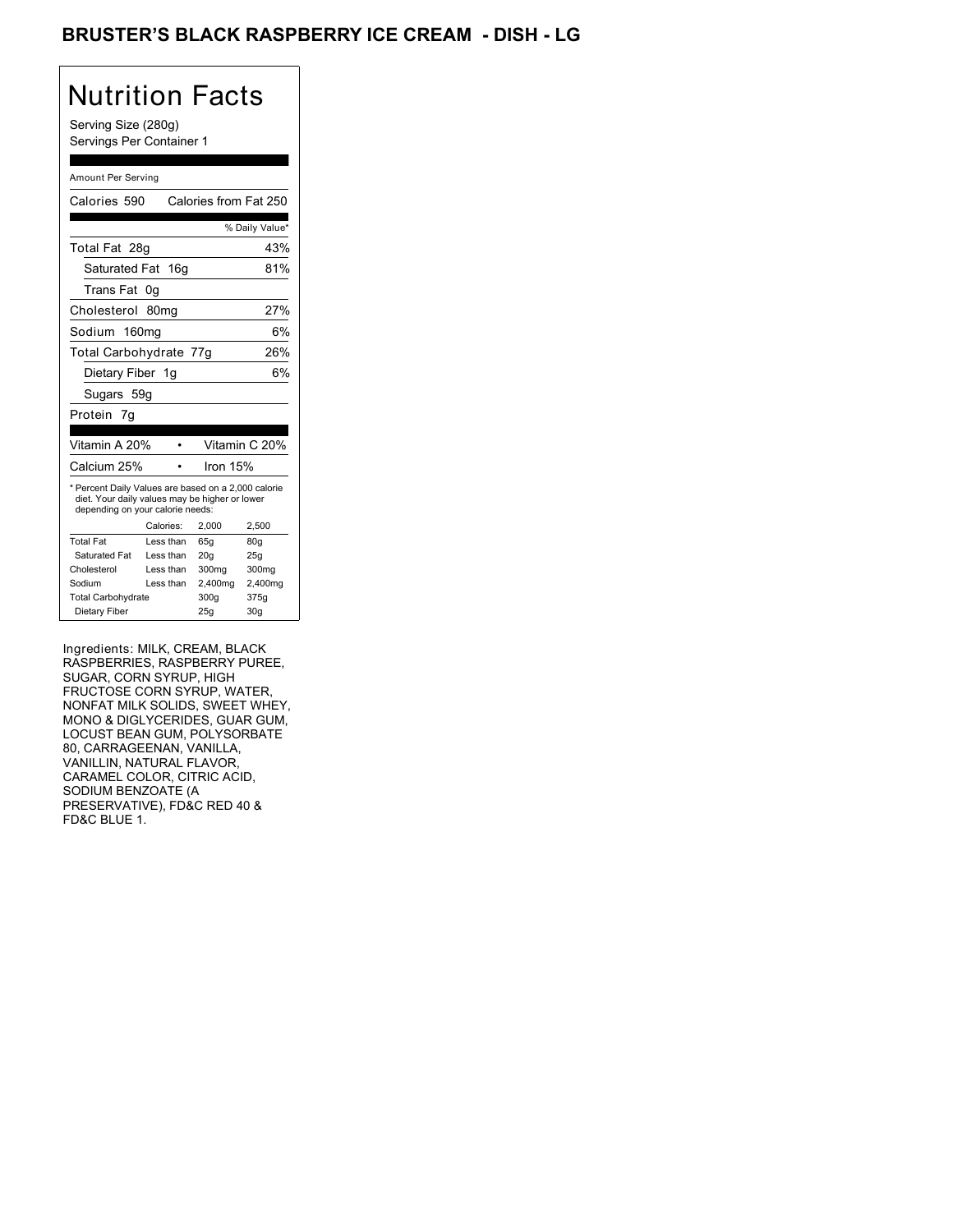# BRUSTER'S BLACK RASPBERRY ICE CREAM - DISH - LG

## Nutrition Facts

Serving Size (280g)
Servings Per Container 1

Amount Per Serving

| Calories 590 | Calories from Fat 250 |
|---|---|
| | % Daily Value* |
| Total Fat 28g | 43% |
| Saturated Fat 16g | 81% |
| Trans Fat 0g | |
| Cholesterol 80mg | 27% |
| Sodium 160mg | 6% |
| Total Carbohydrate 77g | 26% |
| Dietary Fiber 1g | 6% |
| Sugars 59g | |
| Protein 7g | |

| Vitamin A 20% | • | Vitamin C 20% |
|---|---|---|
| Calcium 25% | • | Iron 15% |

* Percent Daily Values are based on a 2,000 calorie diet. Your daily values may be higher or lower depending on your calorie needs:

| | Calories: | 2,000 | 2,500 |
|---|---|---|---|
| Total Fat | Less than | 65g | 80g |
| Saturated Fat | Less than | 20g | 25g |
| Cholesterol | Less than | 300mg | 300mg |
| Sodium | Less than | 2,400mg | 2,400mg |
| Total Carbohydrate | | 300g | 375g |
| Dietary Fiber | | 25g | 30g |

Ingredients: MILK, CREAM, BLACK RASPBERRIES, RASPBERRY PUREE, SUGAR, CORN SYRUP, HIGH FRUCTOSE CORN SYRUP, WATER, NONFAT MILK SOLIDS, SWEET WHEY, MONO & DIGLYCERIDES, GUAR GUM, LOCUST BEAN GUM, POLYSORBATE 80, CARRAGEENAN, VANILLA, VANILLIN, NATURAL FLAVOR, CARAMEL COLOR, CITRIC ACID, SODIUM BENZOATE (A PRESERVATIVE), FD&C RED 40 & FD&C BLUE 1.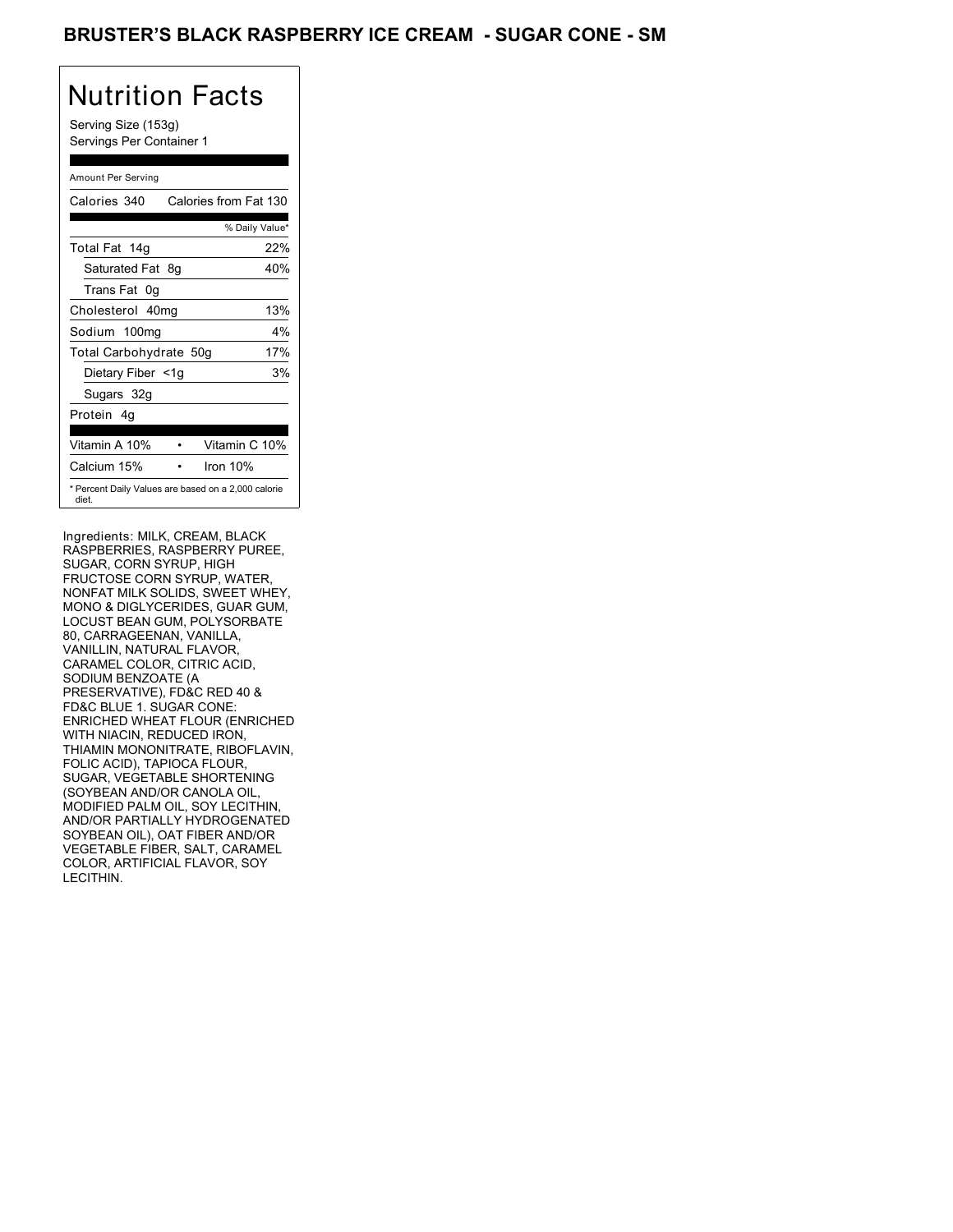# BRUSTER'S BLACK RASPBERRY ICE CREAM - SUGAR CONE - SM

## Nutrition Facts

Serving Size (153g)
Servings Per Container 1

Amount Per Serving

| Calories 340 | Calories from Fat 130 |
|---|---|
| | % Daily Value* |
| Total Fat 14g | 22% |
| Saturated Fat 8g | 40% |
| Trans Fat 0g | |
| Cholesterol 40mg | 13% |
| Sodium 100mg | 4% |
| Total Carbohydrate 50g | 17% |
| Dietary Fiber <1g | 3% |
| Sugars 32g | |
| Protein 4g | |

| Vitamin A 10% | • | Vitamin C 10% |
|---|---|---|
| Calcium 15% | • | Iron 10% |

* Percent Daily Values are based on a 2,000 calorie diet.

Ingredients: MILK, CREAM, BLACK RASPBERRIES, RASPBERRY PUREE, SUGAR, CORN SYRUP, HIGH FRUCTOSE CORN SYRUP, WATER, NONFAT MILK SOLIDS, SWEET WHEY, MONO & DIGLYCERIDES, GUAR GUM, LOCUST BEAN GUM, POLYSORBATE 80, CARRAGEENAN, VANILLA, VANILLIN, NATURAL FLAVOR, CARAMEL COLOR, CITRIC ACID, SODIUM BENZOATE (A PRESERVATIVE), FD&C RED 40 & FD&C BLUE 1. SUGAR CONE: ENRICHED WHEAT FLOUR (ENRICHED WITH NIACIN, REDUCED IRON, THIAMIN MONONITRATE, RIBOFLAVIN, FOLIC ACID), TAPIOCA FLOUR, SUGAR, VEGETABLE SHORTENING (SOYBEAN AND/OR CANOLA OIL, MODIFIED PALM OIL, SOY LECITHIN, AND/OR PARTIALLY HYDROGENATED SOYBEAN OIL), OAT FIBER AND/OR VEGETABLE FIBER, SALT, CARAMEL COLOR, ARTIFICIAL FLAVOR, SOY LECITHIN.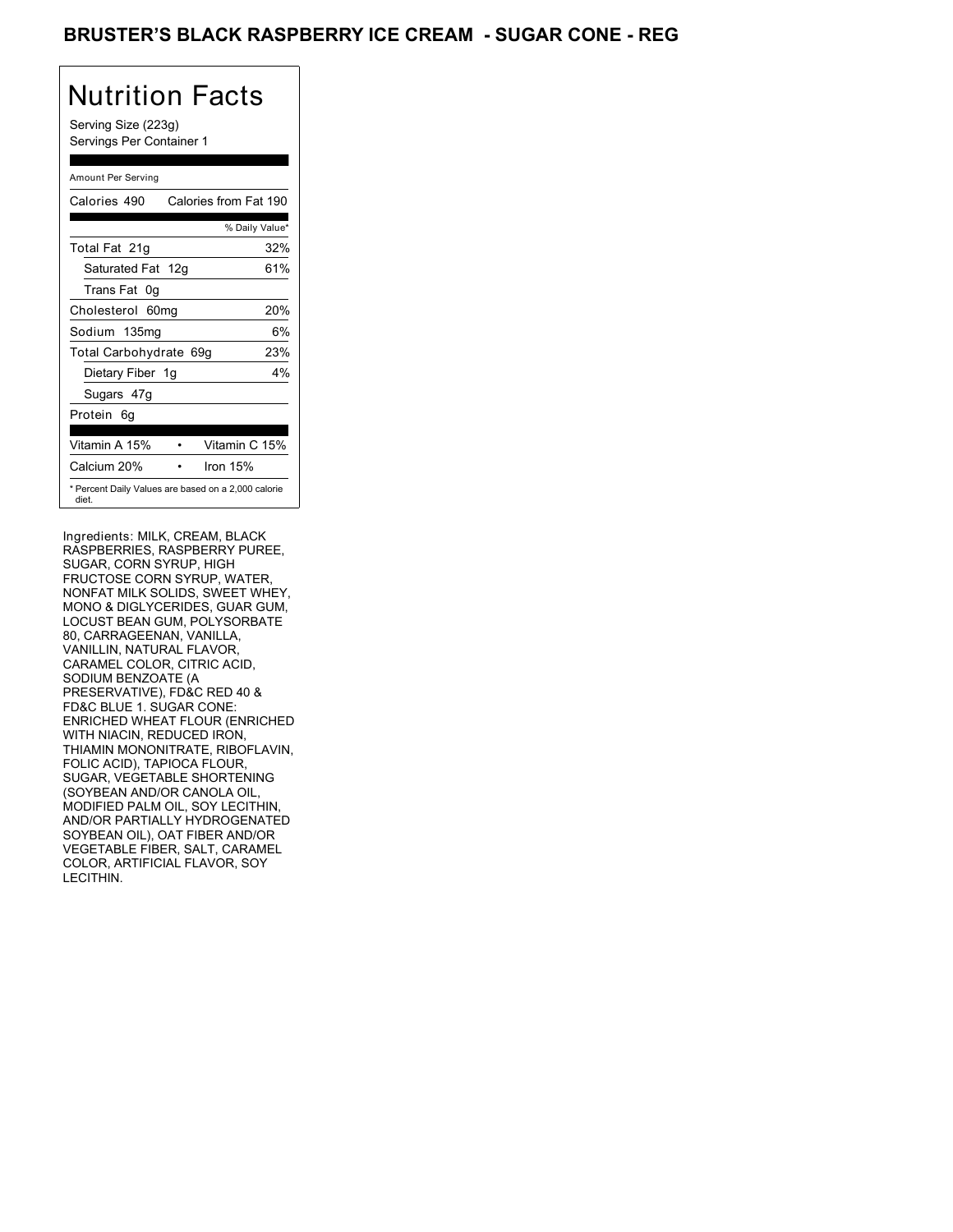## BRUSTER'S BLACK RASPBERRY ICE CREAM - SUGAR CONE - REG

# Nutrition Facts

Serving Size (223g)
Servings Per Container 1

Amount Per Serving

| Calories 490 | Calories from Fat 190 |
|---|---|
| | % Daily Value* |
| Total Fat 21g | 32% |
| Saturated Fat 12g | 61% |
| Trans Fat 0g | |
| Cholesterol 60mg | 20% |
| Sodium 135mg | 6% |
| Total Carbohydrate 69g | 23% |
| Dietary Fiber 1g | 4% |
| Sugars 47g | |
| Protein 6g | |

| Vitamin A 15% | • | Vitamin C 15% |
|---|---|---|
| Calcium 20% | • | Iron 15% |

* Percent Daily Values are based on a 2,000 calorie diet.

Ingredients: MILK, CREAM, BLACK RASPBERRIES, RASPBERRY PUREE, SUGAR, CORN SYRUP, HIGH FRUCTOSE CORN SYRUP, WATER, NONFAT MILK SOLIDS, SWEET WHEY, MONO & DIGLYCERIDES, GUAR GUM, LOCUST BEAN GUM, POLYSORBATE 80, CARRAGEENAN, VANILLA, VANILLIN, NATURAL FLAVOR, CARAMEL COLOR, CITRIC ACID, SODIUM BENZOATE (A PRESERVATIVE), FD&C RED 40 & FD&C BLUE 1. SUGAR CONE: ENRICHED WHEAT FLOUR (ENRICHED WITH NIACIN, REDUCED IRON, THIAMIN MONONITRATE, RIBOFLAVIN, FOLIC ACID), TAPIOCA FLOUR, SUGAR, VEGETABLE SHORTENING (SOYBEAN AND/OR CANOLA OIL, MODIFIED PALM OIL, SOY LECITHIN, AND/OR PARTIALLY HYDROGENATED SOYBEAN OIL), OAT FIBER AND/OR VEGETABLE FIBER, SALT, CARAMEL COLOR, ARTIFICIAL FLAVOR, SOY LECITHIN.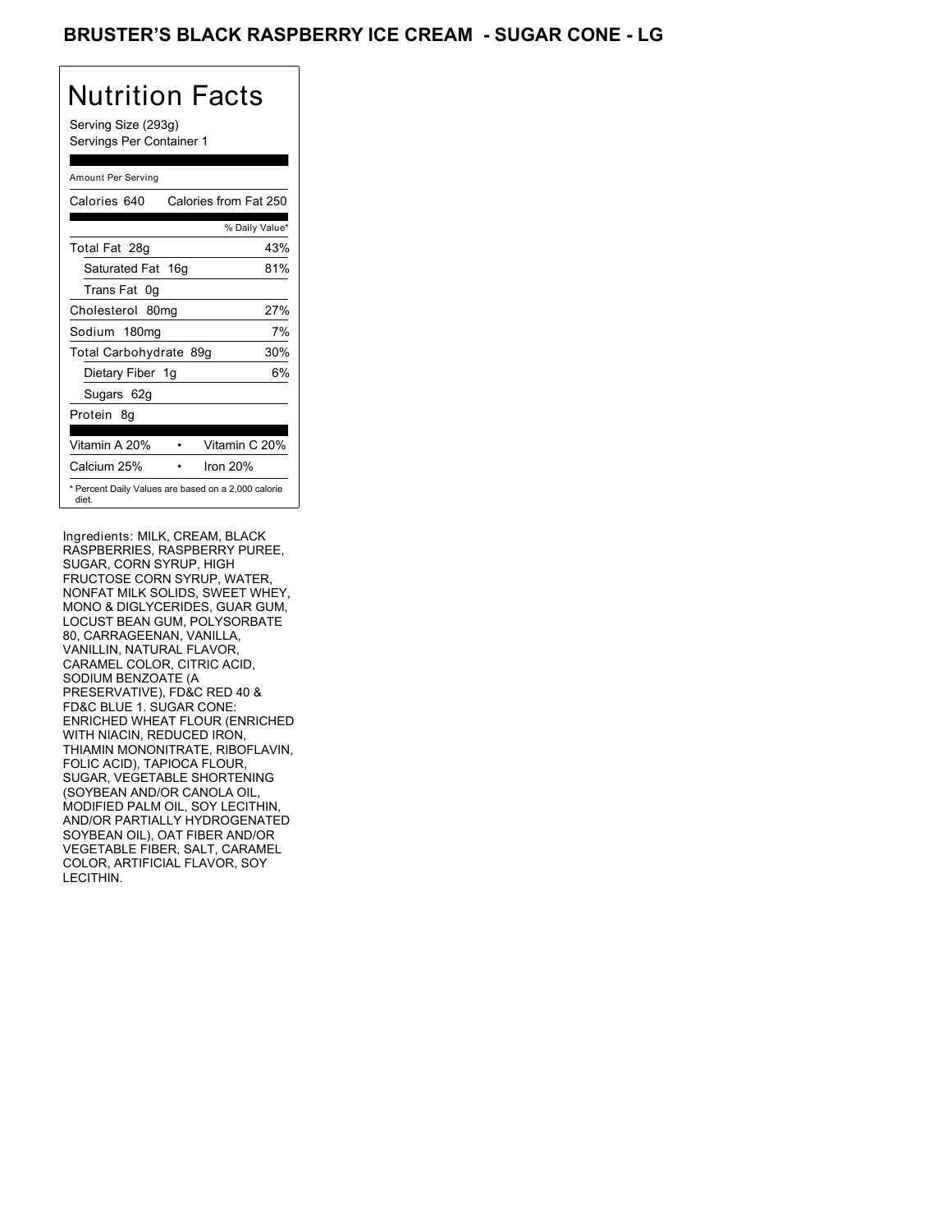# BRUSTER'S BLACK RASPBERRY ICE CREAM - SUGAR CONE - LG

## Nutrition Facts

Serving Size (293g)
Servings Per Container 1

Amount Per Serving

| Calories 640 | Calories from Fat 250 |
|---|---|
| | % Daily Value* |
| Total Fat 28g | 43% |
| Saturated Fat 16g | 81% |
| Trans Fat 0g | |
| Cholesterol 80mg | 27% |
| Sodium 180mg | 7% |
| Total Carbohydrate 89g | 30% |
| Dietary Fiber 1g | 6% |
| Sugars 62g | |
| Protein 8g | |
| Vitamin A 20% • | Vitamin C 20% |
| Calcium 25% • | Iron 20% |

* Percent Daily Values are based on a 2,000 calorie diet.

Ingredients: MILK, CREAM, BLACK RASPBERRIES, RASPBERRY PUREE, SUGAR, CORN SYRUP, HIGH FRUCTOSE CORN SYRUP, WATER, NONFAT MILK SOLIDS, SWEET WHEY, MONO & DIGLYCERIDES, GUAR GUM, LOCUST BEAN GUM, POLYSORBATE 80, CARRAGEENAN, VANILLA, VANILLIN, NATURAL FLAVOR, CARAMEL COLOR, CITRIC ACID, SODIUM BENZOATE (A PRESERVATIVE), FD&C RED 40 & FD&C BLUE 1. SUGAR CONE: ENRICHED WHEAT FLOUR (ENRICHED WITH NIACIN, REDUCED IRON, THIAMIN MONONITRATE, RIBOFLAVIN, FOLIC ACID), TAPIOCA FLOUR, SUGAR, VEGETABLE SHORTENING (SOYBEAN AND/OR CANOLA OIL, MODIFIED PALM OIL, SOY LECITHIN, AND/OR PARTIALLY HYDROGENATED SOYBEAN OIL), OAT FIBER AND/OR VEGETABLE FIBER, SALT, CARAMEL COLOR, ARTIFICIAL FLAVOR, SOY LECITHIN.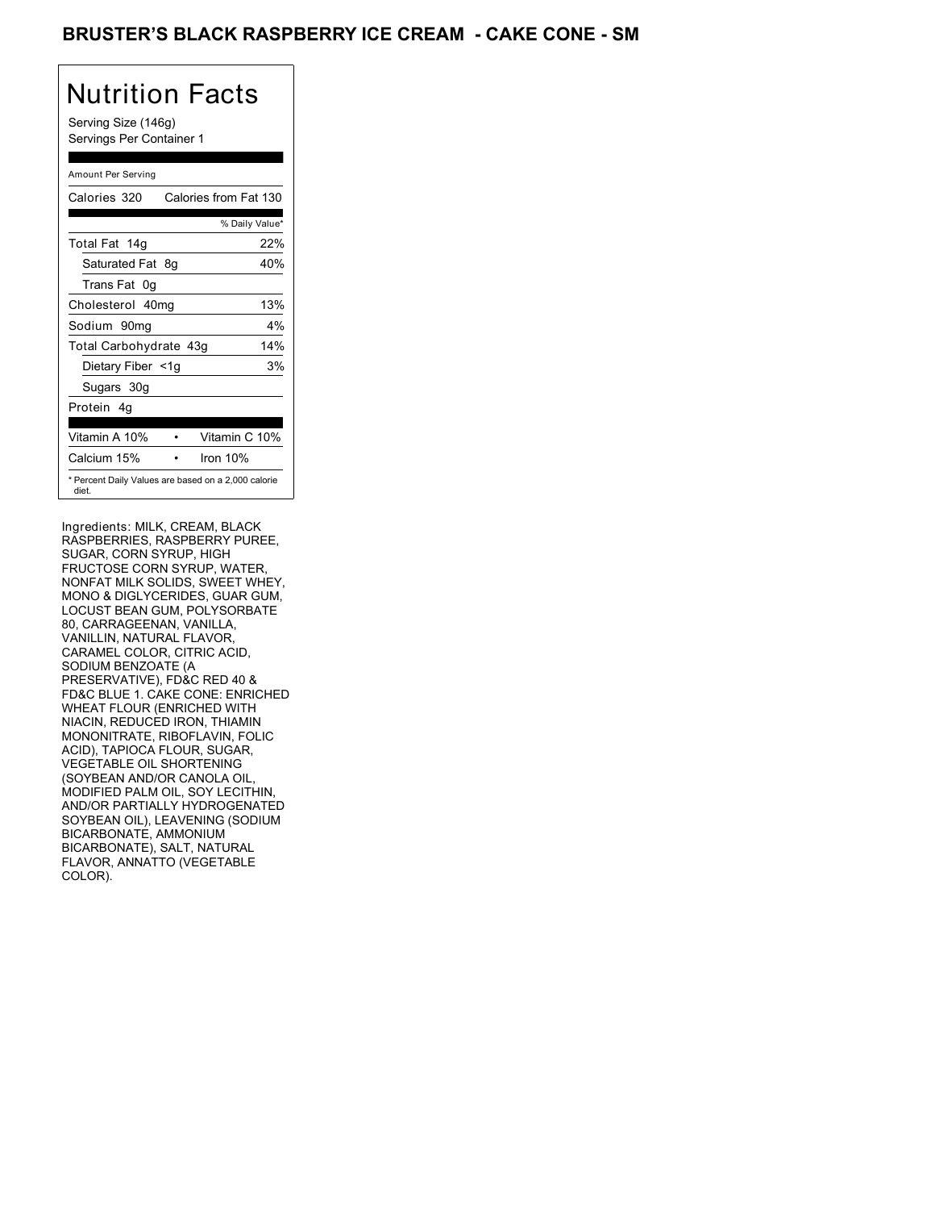# BRUSTER'S BLACK RASPBERRY ICE CREAM - CAKE CONE - SM

## Nutrition Facts

Serving Size (146g)
Servings Per Container 1

Amount Per Serving

| Calories 320 | Calories from Fat 130 |
|---|---|
| | % Daily Value* |
| Total Fat 14g | 22% |
| Saturated Fat 8g | 40% |
| Trans Fat 0g | |
| Cholesterol 40mg | 13% |
| Sodium 90mg | 4% |
| Total Carbohydrate 43g | 14% |
| Dietary Fiber <1g | 3% |
| Sugars 30g | |
| Protein 4g | |
| Vitamin A 10% • | Vitamin C 10% |
| Calcium 15% • | Iron 10% |

* Percent Daily Values are based on a 2,000 calorie diet.

Ingredients: MILK, CREAM, BLACK RASPBERRIES, RASPBERRY PUREE, SUGAR, CORN SYRUP, HIGH FRUCTOSE CORN SYRUP, WATER, NONFAT MILK SOLIDS, SWEET WHEY, MONO & DIGLYCERIDES, GUAR GUM, LOCUST BEAN GUM, POLYSORBATE 80, CARRAGEENAN, VANILLA, VANILLIN, NATURAL FLAVOR, CARAMEL COLOR, CITRIC ACID, SODIUM BENZOATE (A PRESERVATIVE), FD&C RED 40 & FD&C BLUE 1. CAKE CONE: ENRICHED WHEAT FLOUR (ENRICHED WITH NIACIN, REDUCED IRON, THIAMIN MONONITRATE, RIBOFLAVIN, FOLIC ACID), TAPIOCA FLOUR, SUGAR, VEGETABLE OIL SHORTENING (SOYBEAN AND/OR CANOLA OIL, MODIFIED PALM OIL, SOY LECITHIN, AND/OR PARTIALLY HYDROGENATED SOYBEAN OIL), LEAVENING (SODIUM BICARBONATE, AMMONIUM BICARBONATE), SALT, NATURAL FLAVOR, ANNATTO (VEGETABLE COLOR).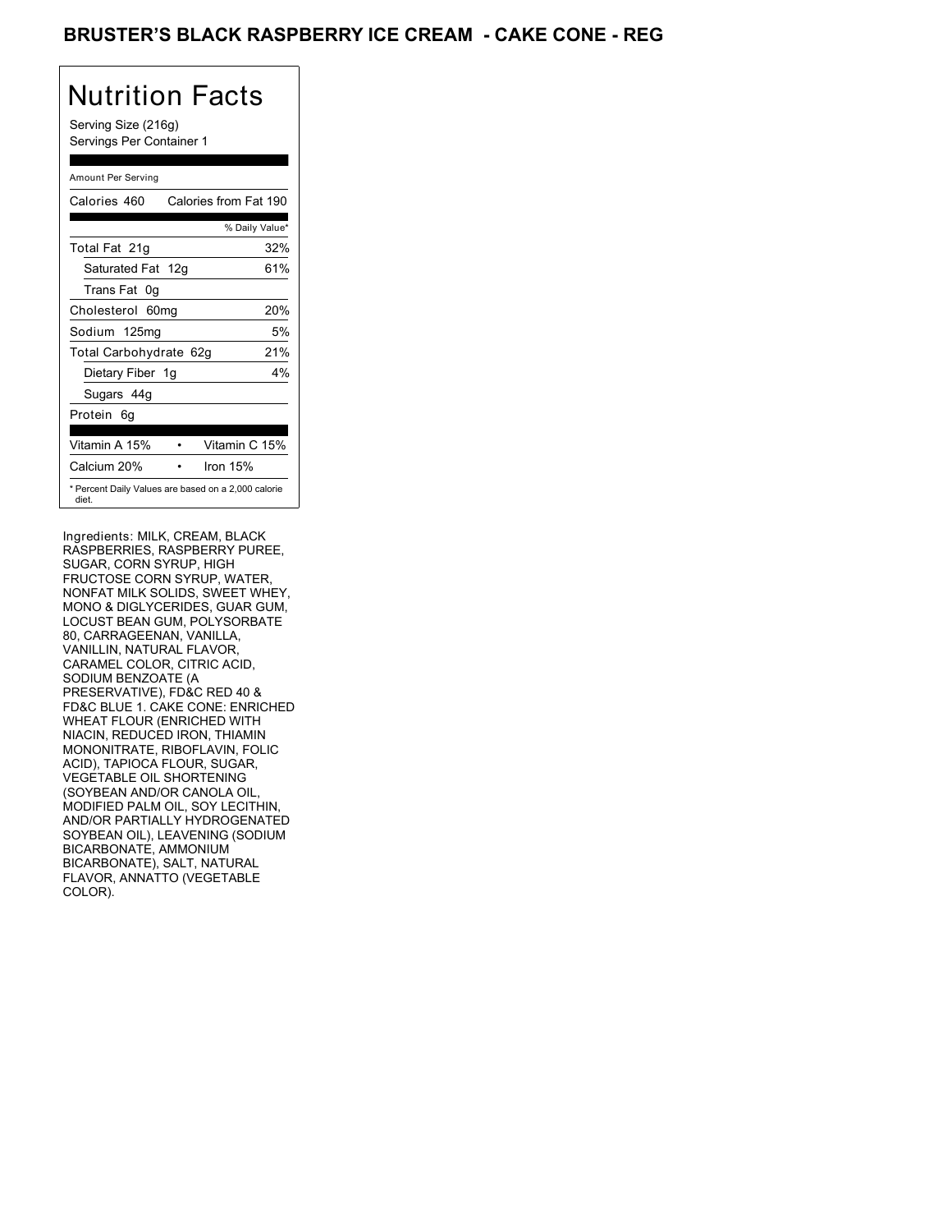# BRUSTER'S BLACK RASPBERRY ICE CREAM - CAKE CONE - REG

## Nutrition Facts

Serving Size (216g)
Servings Per Container 1

Amount Per Serving

| Calories 460 | Calories from Fat 190 |
|---|---|
| | % Daily Value* |
| Total Fat 21g | 32% |
| Saturated Fat 12g | 61% |
| Trans Fat 0g | |
| Cholesterol 60mg | 20% |
| Sodium 125mg | 5% |
| Total Carbohydrate 62g | 21% |
| Dietary Fiber 1g | 4% |
| Sugars 44g | |
| Protein 6g | |

| Vitamin A 15% | Vitamin C 15% |
|---|---|
| Calcium 20% | Iron 15% |

* Percent Daily Values are based on a 2,000 calorie diet.

Ingredients: MILK, CREAM, BLACK RASPBERRIES, RASPBERRY PUREE, SUGAR, CORN SYRUP, HIGH FRUCTOSE CORN SYRUP, WATER, NONFAT MILK SOLIDS, SWEET WHEY, MONO & DIGLYCERIDES, GUAR GUM, LOCUST BEAN GUM, POLYSORBATE 80, CARRAGEENAN, VANILLA, VANILLIN, NATURAL FLAVOR, CARAMEL COLOR, CITRIC ACID, SODIUM BENZOATE (A PRESERVATIVE), FD&C RED 40 & FD&C BLUE 1. CAKE CONE: ENRICHED WHEAT FLOUR (ENRICHED WITH NIACIN, REDUCED IRON, THIAMIN MONONITRATE, RIBOFLAVIN, FOLIC ACID), TAPIOCA FLOUR, SUGAR, VEGETABLE OIL SHORTENING (SOYBEAN AND/OR CANOLA OIL, MODIFIED PALM OIL, SOY LECITHIN, AND/OR PARTIALLY HYDROGENATED SOYBEAN OIL), LEAVENING (SODIUM BICARBONATE, AMMONIUM BICARBONATE), SALT, NATURAL FLAVOR, ANNATTO (VEGETABLE COLOR).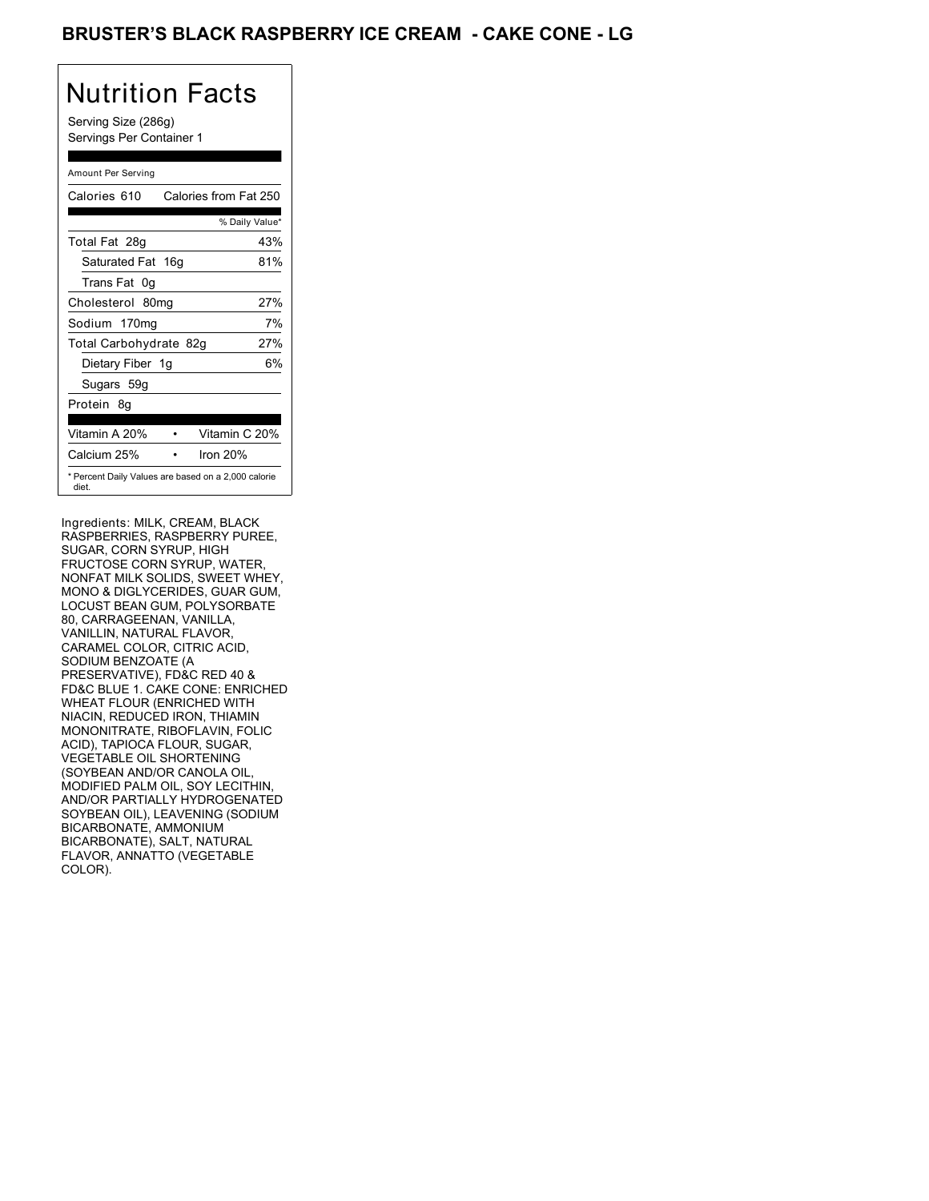# BRUSTER'S BLACK RASPBERRY ICE CREAM - CAKE CONE - LG

## Nutrition Facts

Serving Size (286g)
Servings Per Container 1

| Amount Per Serving | |
|---|---|
| Calories 610 | Calories from Fat 250 |
| | % Daily Value* |
| Total Fat 28g | 43% |
| Saturated Fat 16g | 81% |
| Trans Fat 0g | |
| Cholesterol 80mg | 27% |
| Sodium 170mg | 7% |
| Total Carbohydrate 82g | 27% |
| Dietary Fiber 1g | 6% |
| Sugars 59g | |
| Protein 8g | |
| Vitamin A 20% | Vitamin C 20% |
| Calcium 25% | Iron 20% |

* Percent Daily Values are based on a 2,000 calorie diet.

Ingredients: MILK, CREAM, BLACK RASPBERRIES, RASPBERRY PUREE, SUGAR, CORN SYRUP, HIGH FRUCTOSE CORN SYRUP, WATER, NONFAT MILK SOLIDS, SWEET WHEY, MONO & DIGLYCERIDES, GUAR GUM, LOCUST BEAN GUM, POLYSORBATE 80, CARRAGEENAN, VANILLA, VANILLIN, NATURAL FLAVOR, CARAMEL COLOR, CITRIC ACID, SODIUM BENZOATE (A PRESERVATIVE), FD&C RED 40 & FD&C BLUE 1. CAKE CONE: ENRICHED WHEAT FLOUR (ENRICHED WITH NIACIN, REDUCED IRON, THIAMIN MONONITRATE, RIBOFLAVIN, FOLIC ACID), TAPIOCA FLOUR, SUGAR, VEGETABLE OIL SHORTENING (SOYBEAN AND/OR CANOLA OIL, MODIFIED PALM OIL, SOY LECITHIN, AND/OR PARTIALLY HYDROGENATED SOYBEAN OIL), LEAVENING (SODIUM BICARBONATE, AMMONIUM BICARBONATE), SALT, NATURAL FLAVOR, ANNATTO (VEGETABLE COLOR).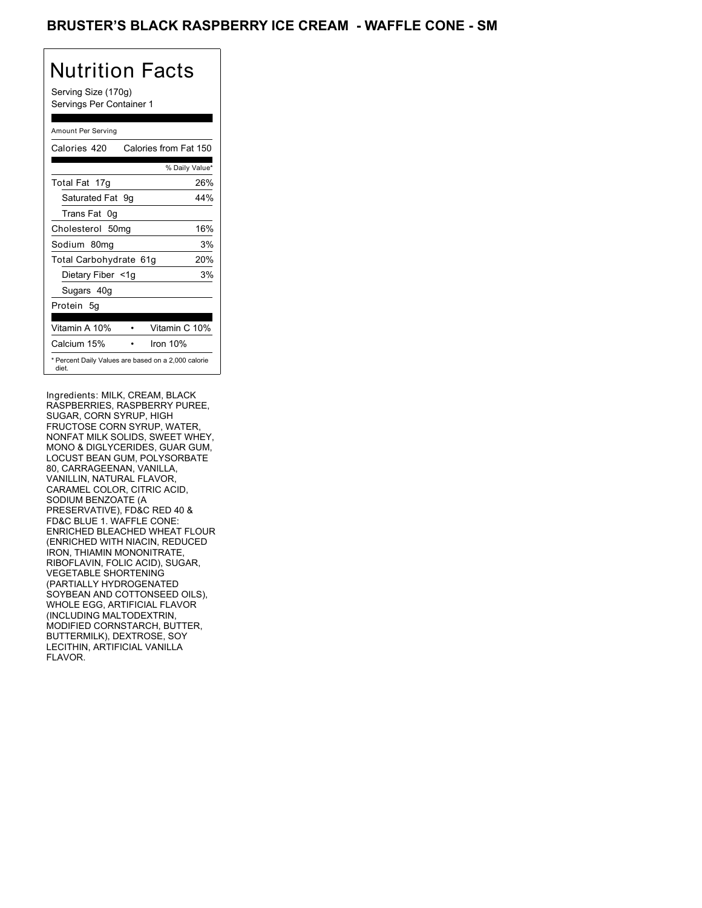# BRUSTER'S BLACK RASPBERRY ICE CREAM - WAFFLE CONE - SM

## Nutrition Facts

Serving Size (170g)
Servings Per Container 1

Amount Per Serving

| | |
|---|---|
| Calories 420 | Calories from Fat 150 |
| | % Daily Value* |
| Total Fat 17g | 26% |
| Saturated Fat 9g | 44% |
| Trans Fat 0g | |
| Cholesterol 50mg | 16% |
| Sodium 80mg | 3% |
| Total Carbohydrate 61g | 20% |
| Dietary Fiber <1g | 3% |
| Sugars 40g | |
| Protein 5g | |
| Vitamin A 10% | Vitamin C 10% |
| Calcium 15% | Iron 10% |

* Percent Daily Values are based on a 2,000 calorie diet.

Ingredients: MILK, CREAM, BLACK RASPBERRIES, RASPBERRY PUREE, SUGAR, CORN SYRUP, HIGH FRUCTOSE CORN SYRUP, WATER, NONFAT MILK SOLIDS, SWEET WHEY, MONO & DIGLYCERIDES, GUAR GUM, LOCUST BEAN GUM, POLYSORBATE 80, CARRAGEENAN, VANILLA, VANILLIN, NATURAL FLAVOR, CARAMEL COLOR, CITRIC ACID, SODIUM BENZOATE (A PRESERVATIVE), FD&C RED 40 & FD&C BLUE 1. WAFFLE CONE: ENRICHED BLEACHED WHEAT FLOUR (ENRICHED WITH NIACIN, REDUCED IRON, THIAMIN MONONITRATE, RIBOFLAVIN, FOLIC ACID), SUGAR, VEGETABLE SHORTENING (PARTIALLY HYDROGENATED SOYBEAN AND COTTONSEED OILS), WHOLE EGG, ARTIFICIAL FLAVOR (INCLUDING MALTODEXTRIN, MODIFIED CORNSTARCH, BUTTER, BUTTERMILK), DEXTROSE, SOY LECITHIN, ARTIFICIAL VANILLA FLAVOR.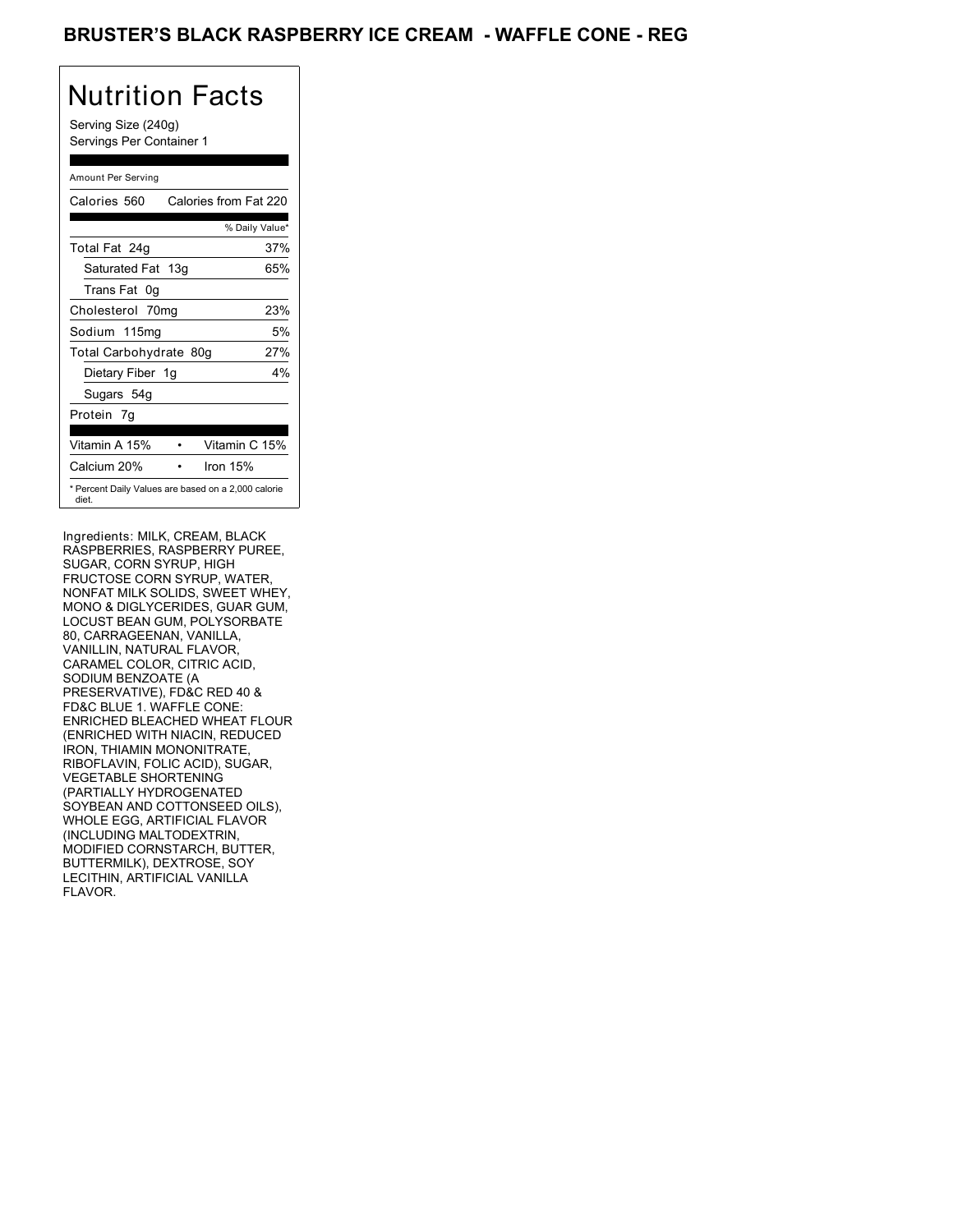# BRUSTER'S BLACK RASPBERRY ICE CREAM - WAFFLE CONE - REG

## Nutrition Facts

Serving Size (240g)
Servings Per Container 1

Amount Per Serving

| Calories 560 | Calories from Fat 220 |
|---|---|
| | % Daily Value* |
| Total Fat 24g | 37% |
| Saturated Fat 13g | 65% |
| Trans Fat 0g | |
| Cholesterol 70mg | 23% |
| Sodium 115mg | 5% |
| Total Carbohydrate 80g | 27% |
| Dietary Fiber 1g | 4% |
| Sugars 54g | |
| Protein 7g | |
| Vitamin A 15% • | Vitamin C 15% |
| Calcium 20% • | Iron 15% |

* Percent Daily Values are based on a 2,000 calorie diet.

Ingredients: MILK, CREAM, BLACK RASPBERRIES, RASPBERRY PUREE, SUGAR, CORN SYRUP, HIGH FRUCTOSE CORN SYRUP, WATER, NONFAT MILK SOLIDS, SWEET WHEY, MONO & DIGLYCERIDES, GUAR GUM, LOCUST BEAN GUM, POLYSORBATE 80, CARRAGEENAN, VANILLA, VANILLIN, NATURAL FLAVOR, CARAMEL COLOR, CITRIC ACID, SODIUM BENZOATE (A PRESERVATIVE), FD&C RED 40 & FD&C BLUE 1. WAFFLE CONE: ENRICHED BLEACHED WHEAT FLOUR (ENRICHED WITH NIACIN, REDUCED IRON, THIAMIN MONONITRATE, RIBOFLAVIN, FOLIC ACID), SUGAR, VEGETABLE SHORTENING (PARTIALLY HYDROGENATED SOYBEAN AND COTTONSEED OILS), WHOLE EGG, ARTIFICIAL FLAVOR (INCLUDING MALTODEXTRIN, MODIFIED CORNSTARCH, BUTTER, BUTTERMILK), DEXTROSE, SOY LECITHIN, ARTIFICIAL VANILLA FLAVOR.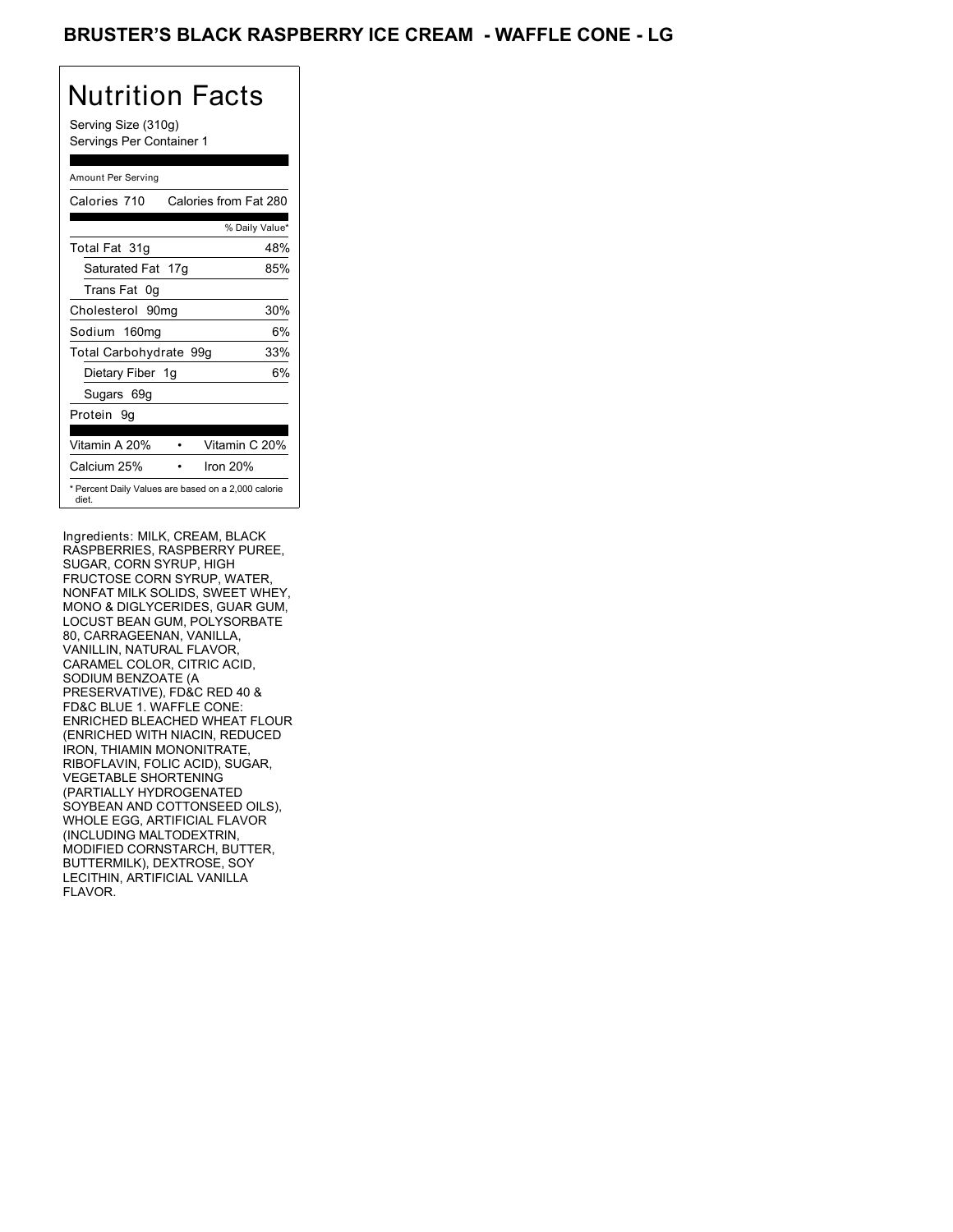# BRUSTER'S BLACK RASPBERRY ICE CREAM - WAFFLE CONE - LG

## Nutrition Facts

Serving Size (310g)
Servings Per Container 1

Amount Per Serving

| | |
|---|---|
| Calories 710 | Calories from Fat 280 |
| | % Daily Value* |
| Total Fat 31g | 48% |
| Saturated Fat 17g | 85% |
| Trans Fat 0g | |
| Cholesterol 90mg | 30% |
| Sodium 160mg | 6% |
| Total Carbohydrate 99g | 33% |
| Dietary Fiber 1g | 6% |
| Sugars 69g | |
| Protein 9g | |
| Vitamin A 20% | Vitamin C 20% |
| Calcium 25% | Iron 20% |

* Percent Daily Values are based on a 2,000 calorie diet.

Ingredients: MILK, CREAM, BLACK RASPBERRIES, RASPBERRY PUREE, SUGAR, CORN SYRUP, HIGH FRUCTOSE CORN SYRUP, WATER, NONFAT MILK SOLIDS, SWEET WHEY, MONO & DIGLYCERIDES, GUAR GUM, LOCUST BEAN GUM, POLYSORBATE 80, CARRAGEENAN, VANILLA, VANILLIN, NATURAL FLAVOR, CARAMEL COLOR, CITRIC ACID, SODIUM BENZOATE (A PRESERVATIVE), FD&C RED 40 & FD&C BLUE 1. WAFFLE CONE: ENRICHED BLEACHED WHEAT FLOUR (ENRICHED WITH NIACIN, REDUCED IRON, THIAMIN MONONITRATE, RIBOFLAVIN, FOLIC ACID), SUGAR, VEGETABLE SHORTENING (PARTIALLY HYDROGENATED SOYBEAN AND COTTONSEED OILS), WHOLE EGG, ARTIFICIAL FLAVOR (INCLUDING MALTODEXTRIN, MODIFIED CORNSTARCH, BUTTER, BUTTERMILK), DEXTROSE, SOY LECITHIN, ARTIFICIAL VANILLA FLAVOR.